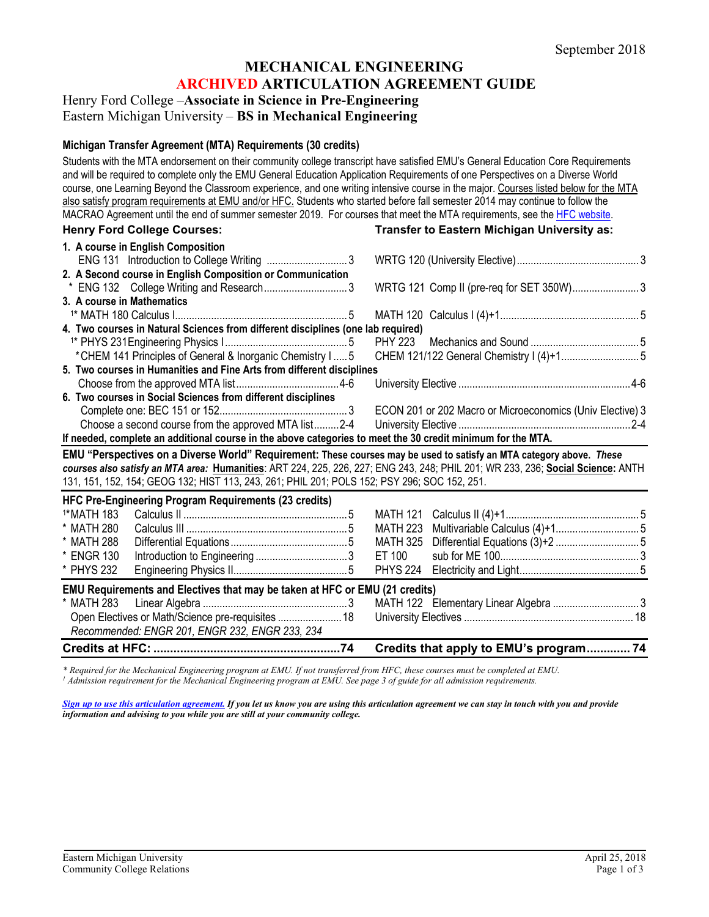September 2018

# MECHANICAL ENGINEERING
# ARCHIVED ARTICULATION AGREEMENT GUIDE

## Henry Ford College –**Associate in Science in Pre-Engineering**
## Eastern Michigan University – **BS in Mechanical Engineering**

### Michigan Transfer Agreement (MTA) Requirements (30 credits)

Students with the MTA endorsement on their community college transcript have satisfied EMU's General Education Core Requirements and will be required to complete only the EMU General Education Application Requirements of one Perspectives on a Diverse World course, one Learning Beyond the Classroom experience, and one writing intensive course in the major. Courses listed below for the MTA also satisfy program requirements at EMU and/or HFC. Students who started before fall semester 2014 may continue to follow the MACRAO Agreement until the end of summer semester 2019. For courses that meet the MTA requirements, see the HFC website.

| Henry Ford College Courses: | Transfer to Eastern Michigan University as: |
|---|---|
| **1. A course in English Composition** | |
| ENG 131 Introduction to College Writing ............................. 3 | WRTG 120 (University Elective) ............................................ 3 |
| **2. A Second course in English Composition or Communication** | |
| * ENG 132 College Writing and Research ............................. 3 | WRTG 121 Comp II (pre-req for SET 350W) ........................ 3 |
| **3. A course in Mathematics** | |
| [1]* MATH 180 Calculus I ............................................................. 5 | MATH 120 Calculus I (4)+1 .................................................. 5 |
| **4. Two courses in Natural Sciences from different disciplines (one lab required)** | |
| [1]* PHYS 231 Engineering Physics I ........................................... 5 | PHY 223 Mechanics and Sound ....................................... 5 |
| * CHEM 141 Principles of General & Inorganic Chemistry I ..... 5 | CHEM 121/122 General Chemistry I (4)+1 ............................ 5 |
| **5. Two courses in Humanities and Fine Arts from different disciplines** | |
| Choose from the approved MTA list ..................................... 4-6 | University Elective ............................................................. 4-6 |
| **6. Two courses in Social Sciences from different disciplines** | |
| Complete one: BEC 151 or 152 ............................................. 3 | ECON 201 or 202 Macro or Microeconomics (Univ Elective) 3 |
| Choose a second course from the approved MTA list ......... 2-4 | University Elective ............................................................. 2-4 |

**If needed, complete an additional course in the above categories to meet the 30 credit minimum for the MTA.**

**EMU "Perspectives on a Diverse World" Requirement: These courses may be used to satisfy an MTA category above.** ***These courses also satisfy an MTA area:*** **Humanities**: ART 224, 225, 226, 227; ENG 243, 248; PHIL 201; WR 233, 236; **Social Science:** ANTH 131, 151, 152, 154; GEOG 132; HIST 113, 243, 261; PHIL 201; POLS 152; PSY 296; SOC 152, 251.

### HFC Pre-Engineering Program Requirements (23 credits)

| | | |
|---|---|---|
| [1]*MATH 183 | Calculus II ........................................................... 5 | MATH 121 Calculus II (4)+1 ................................................ 5 |
| * MATH 280 | Calculus III .......................................................... 5 | MATH 223 Multivariable Calculus (4)+1 .............................. 5 |
| * MATH 288 | Differential Equations .......................................... 5 | MATH 325 Differential Equations (3)+2 .............................. 5 |
| * ENGR 130 | Introduction to Engineering ................................. 3 | ET 100 sub for ME 100 .................................................. 3 |
| * PHYS 232 | Engineering Physics II ......................................... 5 | PHYS 224 Electricity and Light ........................................... 5 |

### EMU Requirements and Electives that may be taken at HFC or EMU (21 credits)

| | | |
|---|---|---|
| * MATH 283 | Linear Algebra .................................................... 3 | MATH 122 Elementary Linear Algebra ............................... 3 |
| | Open Electives or Math/Science pre-requisites ....................... 18 | University Electives ............................................................ 18 |
| | *Recommended: ENGR 201, ENGR 232, ENGR 233, 234* | |
| **Credits at HFC:** | **........................................................74** | **Credits that apply to EMU's program............. 74** |

*\* Required for the Mechanical Engineering program at EMU. If not transferred from HFC, these courses must be completed at EMU.*
*[1] Admission requirement for the Mechanical Engineering program at EMU. See page 3 of guide for all admission requirements.*

***Sign up to use this articulation agreement. If you let us know you are using this articulation agreement we can stay in touch with you and provide information and advising to you while you are still at your community college.***

Eastern Michigan University
Community College Relations

April 25, 2018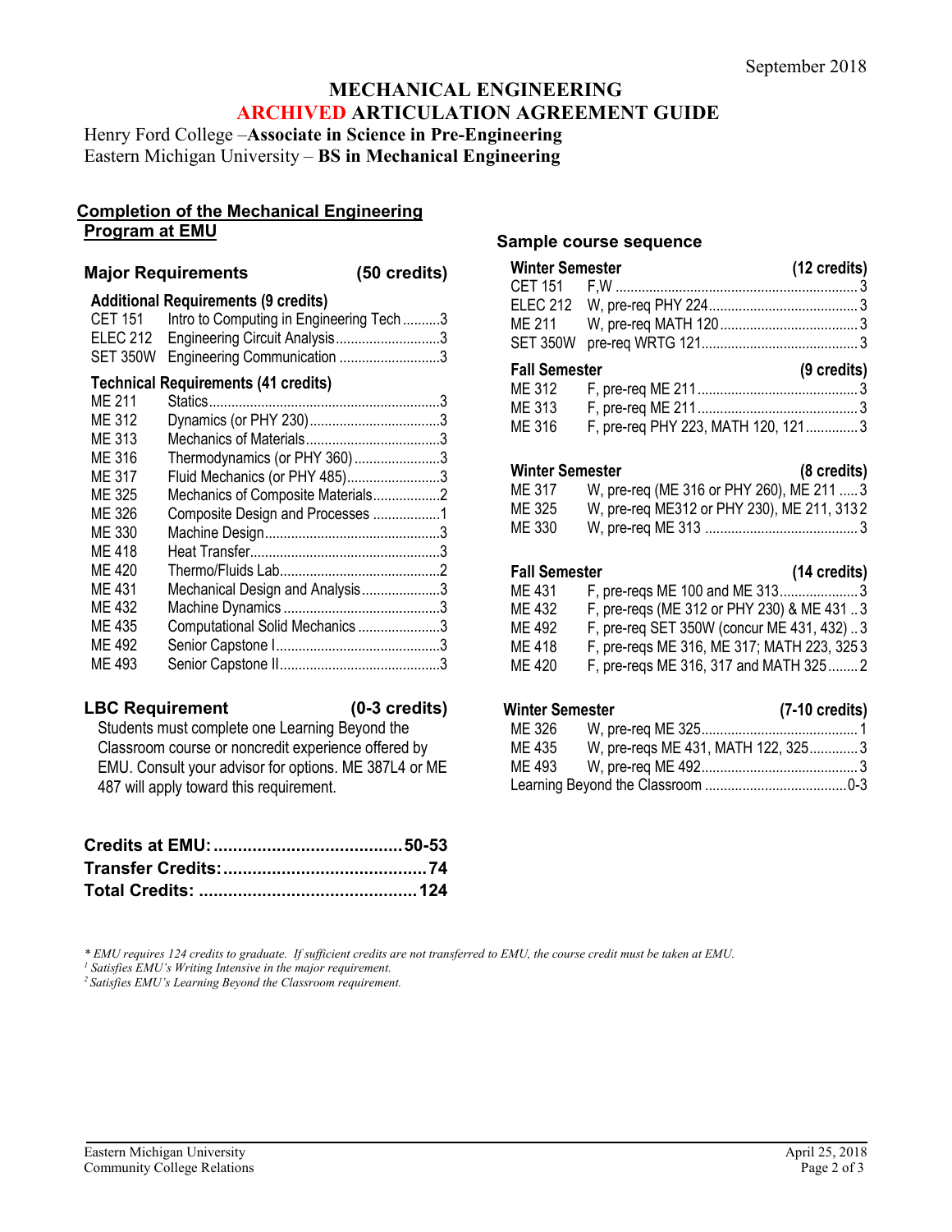September 2018

# MECHANICAL ENGINEERING
# ARCHIVED ARTICULATION AGREEMENT GUIDE

Henry Ford College –**Associate in Science in Pre-Engineering**
Eastern Michigan University – **BS in Mechanical Engineering**

## Completion of the Mechanical Engineering Program at EMU

### Major Requirements (50 credits)

**Additional Requirements (9 credits)**

| Course | Title | Credits |
|---|---|---|
| CET 151 | Intro to Computing in Engineering Tech | 3 |
| ELEC 212 | Engineering Circuit Analysis | 3 |
| SET 350W | Engineering Communication | 3 |

**Technical Requirements (41 credits)**

| Course | Title | Credits |
|---|---|---|
| ME 211 | Statics | 3 |
| ME 312 | Dynamics (or PHY 230) | 3 |
| ME 313 | Mechanics of Materials | 3 |
| ME 316 | Thermodynamics (or PHY 360) | 3 |
| ME 317 | Fluid Mechanics (or PHY 485) | 3 |
| ME 325 | Mechanics of Composite Materials | 2 |
| ME 326 | Composite Design and Processes | 1 |
| ME 330 | Machine Design | 3 |
| ME 418 | Heat Transfer | 3 |
| ME 420 | Thermo/Fluids Lab | 2 |
| ME 431 | Mechanical Design and Analysis | 3 |
| ME 432 | Machine Dynamics | 3 |
| ME 435 | Computational Solid Mechanics | 3 |
| ME 492 | Senior Capstone I | 3 |
| ME 493 | Senior Capstone II | 3 |

### LBC Requirement (0-3 credits)

Students must complete one Learning Beyond the Classroom course or noncredit experience offered by EMU. Consult your advisor for options. ME 387L4 or ME 487 will apply toward this requirement.

**Credits at EMU: 50-53**
**Transfer Credits: 74**
**Total Credits: 124**

## Sample course sequence

**Winter Semester (12 credits)**

| Course | Notes | Credits |
|---|---|---|
| CET 151 | F,W | 3 |
| ELEC 212 | W, pre-req PHY 224 | 3 |
| ME 211 | W, pre-req MATH 120 | 3 |
| SET 350W | pre-req WRTG 121 | 3 |

**Fall Semester (9 credits)**

| Course | Notes | Credits |
|---|---|---|
| ME 312 | F, pre-req ME 211 | 3 |
| ME 313 | F, pre-req ME 211 | 3 |
| ME 316 | F, pre-req PHY 223, MATH 120, 121 | 3 |

**Winter Semester (8 credits)**

| Course | Notes | Credits |
|---|---|---|
| ME 317 | W, pre-req (ME 316 or PHY 260), ME 211 | 3 |
| ME 325 | W, pre-req ME312 or PHY 230), ME 211, 313 | 2 |
| ME 330 | W, pre-req ME 313 | 3 |

**Fall Semester (14 credits)**

| Course | Notes | Credits |
|---|---|---|
| ME 431 | F, pre-reqs ME 100 and ME 313 | 3 |
| ME 432 | F, pre-reqs (ME 312 or PHY 230) & ME 431 | 3 |
| ME 492 | F, pre-req SET 350W (concur ME 431, 432) | 3 |
| ME 418 | F, pre-reqs ME 316, ME 317; MATH 223, 325 | 3 |
| ME 420 | F, pre-reqs ME 316, 317 and MATH 325 | 2 |

**Winter Semester (7-10 credits)**

| Course | Notes | Credits |
|---|---|---|
| ME 326 | W, pre-req ME 325 | 1 |
| ME 435 | W, pre-reqs ME 431, MATH 122, 325 | 3 |
| ME 493 | W, pre-req ME 492 | 3 |
| Learning Beyond the Classroom | | 0-3 |

*\* EMU requires 124 credits to graduate. If sufficient credits are not transferred to EMU, the course credit must be taken at EMU.*
*[1] Satisfies EMU's Writing Intensive in the major requirement.*
*[2] Satisfies EMU's Learning Beyond the Classroom requirement.*

Eastern Michigan University
Community College Relations
April 25, 2018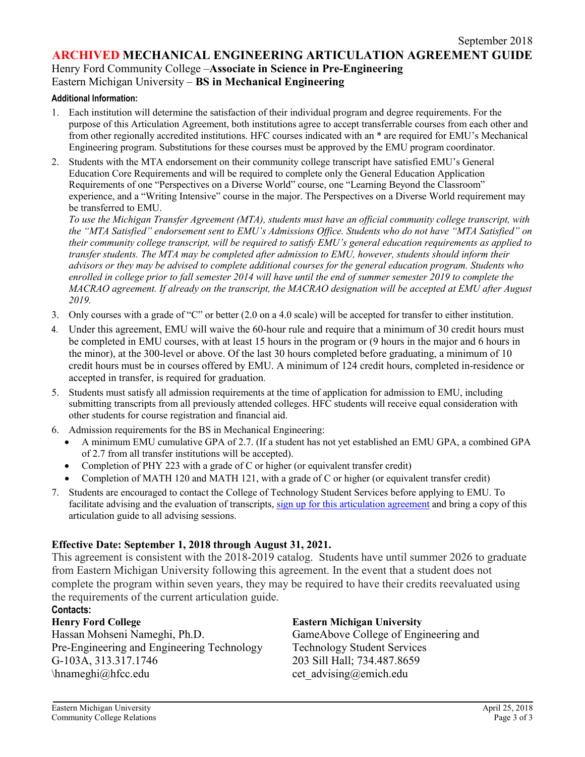September 2018

# ARCHIVED MECHANICAL ENGINEERING ARTICULATION AGREEMENT GUIDE

Henry Ford Community College –**Associate in Science in Pre-Engineering**
Eastern Michigan University – **BS in Mechanical Engineering**

**Additional Information:**

1. Each institution will determine the satisfaction of their individual program and degree requirements. For the purpose of this Articulation Agreement, both institutions agree to accept transferrable courses from each other and from other regionally accredited institutions. HFC courses indicated with an * are required for EMU's Mechanical Engineering program. Substitutions for these courses must be approved by the EMU program coordinator.
2. Students with the MTA endorsement on their community college transcript have satisfied EMU's General Education Core Requirements and will be required to complete only the General Education Application Requirements of one "Perspectives on a Diverse World" course, one "Learning Beyond the Classroom" experience, and a "Writing Intensive" course in the major. The Perspectives on a Diverse World requirement may be transferred to EMU.
   *To use the Michigan Transfer Agreement (MTA), students must have an official community college transcript, with the "MTA Satisfied" endorsement sent to EMU's Admissions Office. Students who do not have "MTA Satisfied" on their community college transcript, will be required to satisfy EMU's general education requirements as applied to transfer students. The MTA may be completed after admission to EMU, however, students should inform their advisors or they may be advised to complete additional courses for the general education program. Students who enrolled in college prior to fall semester 2014 will have until the end of summer semester 2019 to complete the MACRAO agreement. If already on the transcript, the MACRAO designation will be accepted at EMU after August 2019.*
3. Only courses with a grade of "C" or better (2.0 on a 4.0 scale) will be accepted for transfer to either institution.
4. Under this agreement, EMU will waive the 60-hour rule and require that a minimum of 30 credit hours must be completed in EMU courses, with at least 15 hours in the program or (9 hours in the major and 6 hours in the minor), at the 300-level or above. Of the last 30 hours completed before graduating, a minimum of 10 credit hours must be in courses offered by EMU. A minimum of 124 credit hours, completed in-residence or accepted in transfer, is required for graduation.
5. Students must satisfy all admission requirements at the time of application for admission to EMU, including submitting transcripts from all previously attended colleges. HFC students will receive equal consideration with other students for course registration and financial aid.
6. Admission requirements for the BS in Mechanical Engineering:
   - A minimum EMU cumulative GPA of 2.7. (If a student has not yet established an EMU GPA, a combined GPA of 2.7 from all transfer institutions will be accepted).
   - Completion of PHY 223 with a grade of C or higher (or equivalent transfer credit)
   - Completion of MATH 120 and MATH 121, with a grade of C or higher (or equivalent transfer credit)
7. Students are encouraged to contact the College of Technology Student Services before applying to EMU. To facilitate advising and the evaluation of transcripts, sign up for this articulation agreement and bring a copy of this articulation guide to all advising sessions.

**Effective Date: September 1, 2018 through August 31, 2021.**

This agreement is consistent with the 2018-2019 catalog. Students have until summer 2026 to graduate from Eastern Michigan University following this agreement. In the event that a student does not complete the program within seven years, they may be required to have their credits reevaluated using the requirements of the current articulation guide.

**Contacts:**

**Henry Ford College**
Hassan Mohseni Nameghi, Ph.D.
Pre-Engineering and Engineering Technology
G-103A, 313.317.1746
\hnameghi@hfcc.edu

**Eastern Michigan University**
GameAbove College of Engineering and Technology Student Services
203 Sill Hall; 734.487.8659
cet_advising@emich.edu

Eastern Michigan University
Community College Relations

April 25, 2018